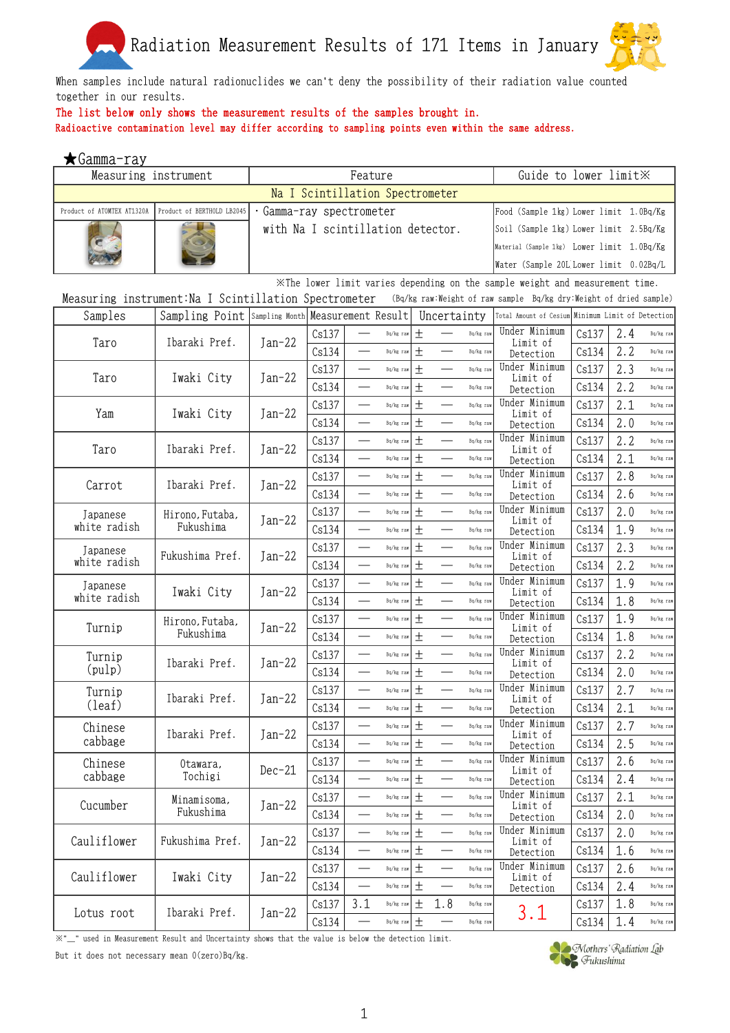# Radiation Measurement Results of 171 Items in January

When samples include natural radionuclides we can't deny the possibility of their radiation value counted together in our results.

The list below only shows the measurement results of the samples brought in.

Radioactive contamination level may differ according to sampling points even within the same address.

## ★Gamma-ray

| Measuring instrument | | Feature | Guide to lower limit※ |
|---|---|---|---|
| Na I Scintillation Spectrometer | | | |
| Product of ATOMTEX AT1320A | Product of BERTHOLD LB2045 | ・Gamma-ray spectrometer with Na I scintillation detector. | Food (Sample 1kg) Lower limit 1.0Bq/Kg<br>Soil (Sample 1kg) Lower limit 2.5Bq/Kg<br>Material (Sample 1kg) Lower limit 1.0Bq/Kg<br>Water (Sample 20L Lower limit 0.02Bq/L |

※The lower limit varies depending on the sample weight and measurement time.

Measuring instrument:Na I Scintillation Spectrometer (Bq/kg raw:Weight of raw sample Bq/kg dry:Weight of dried sample)

| Samples | Sampling Point | Sampling Month | Measurement Result | | | Uncertainty | | Total Amount of Cesium | Minimum Limit of Detection | | |
|---|---|---|---|---|---|---|---|---|---|---|---|
| Taro | Ibaraki Pref. | Jan-22 | Cs137 | — | Bq/kg raw | ± — | Bq/kg raw | Under Minimum Limit of Detection | Cs137 | 2.4 | Bq/kg raw |
| | | | Cs134 | — | Bq/kg raw | ± — | Bq/kg raw | | Cs134 | 2.2 | Bq/kg raw |
| Taro | Iwaki City | Jan-22 | Cs137 | — | Bq/kg raw | ± — | Bq/kg raw | Under Minimum Limit of Detection | Cs137 | 2.3 | Bq/kg raw |
| | | | Cs134 | — | Bq/kg raw | ± — | Bq/kg raw | | Cs134 | 2.2 | Bq/kg raw |
| Yam | Iwaki City | Jan-22 | Cs137 | — | Bq/kg raw | ± — | Bq/kg raw | Under Minimum Limit of Detection | Cs137 | 2.1 | Bq/kg raw |
| | | | Cs134 | — | Bq/kg raw | ± — | Bq/kg raw | | Cs134 | 2.0 | Bq/kg raw |
| Taro | Ibaraki Pref. | Jan-22 | Cs137 | — | Bq/kg raw | ± — | Bq/kg raw | Under Minimum Limit of Detection | Cs137 | 2.2 | Bq/kg raw |
| | | | Cs134 | — | Bq/kg raw | ± — | Bq/kg raw | | Cs134 | 2.1 | Bq/kg raw |
| Carrot | Ibaraki Pref. | Jan-22 | Cs137 | — | Bq/kg raw | ± — | Bq/kg raw | Under Minimum Limit of Detection | Cs137 | 2.8 | Bq/kg raw |
| | | | Cs134 | — | Bq/kg raw | ± — | Bq/kg raw | | Cs134 | 2.6 | Bq/kg raw |
| Japanese white radish | Hirono, Futaba, Fukushima | Jan-22 | Cs137 | — | Bq/kg raw | ± — | Bq/kg raw | Under Minimum Limit of Detection | Cs137 | 2.0 | Bq/kg raw |
| | | | Cs134 | — | Bq/kg raw | ± — | Bq/kg raw | | Cs134 | 1.9 | Bq/kg raw |
| Japanese white radish | Fukushima Pref. | Jan-22 | Cs137 | — | Bq/kg raw | ± — | Bq/kg raw | Under Minimum Limit of Detection | Cs137 | 2.3 | Bq/kg raw |
| | | | Cs134 | — | Bq/kg raw | ± — | Bq/kg raw | | Cs134 | 2.2 | Bq/kg raw |
| Japanese white radish | Iwaki City | Jan-22 | Cs137 | — | Bq/kg raw | ± — | Bq/kg raw | Under Minimum Limit of Detection | Cs137 | 1.9 | Bq/kg raw |
| | | | Cs134 | — | Bq/kg raw | ± — | Bq/kg raw | | Cs134 | 1.8 | Bq/kg raw |
| Turnip | Hirono, Futaba, Fukushima | Jan-22 | Cs137 | — | Bq/kg raw | ± — | Bq/kg raw | Under Minimum Limit of Detection | Cs137 | 1.9 | Bq/kg raw |
| | | | Cs134 | — | Bq/kg raw | ± — | Bq/kg raw | | Cs134 | 1.8 | Bq/kg raw |
| Turnip (pulp) | Ibaraki Pref. | Jan-22 | Cs137 | — | Bq/kg raw | ± — | Bq/kg raw | Under Minimum Limit of Detection | Cs137 | 2.2 | Bq/kg raw |
| | | | Cs134 | — | Bq/kg raw | ± — | Bq/kg raw | | Cs134 | 2.0 | Bq/kg raw |
| Turnip (leaf) | Ibaraki Pref. | Jan-22 | Cs137 | — | Bq/kg raw | ± — | Bq/kg raw | Under Minimum Limit of Detection | Cs137 | 2.7 | Bq/kg raw |
| | | | Cs134 | — | Bq/kg raw | ± — | Bq/kg raw | | Cs134 | 2.1 | Bq/kg raw |
| Chinese cabbage | Ibaraki Pref. | Jan-22 | Cs137 | — | Bq/kg raw | ± — | Bq/kg raw | Under Minimum Limit of Detection | Cs137 | 2.7 | Bq/kg raw |
| | | | Cs134 | — | Bq/kg raw | ± — | Bq/kg raw | | Cs134 | 2.5 | Bq/kg raw |
| Chinese cabbage | Otawara, Tochigi | Dec-21 | Cs137 | — | Bq/kg raw | ± — | Bq/kg raw | Under Minimum Limit of Detection | Cs137 | 2.6 | Bq/kg raw |
| | | | Cs134 | — | Bq/kg raw | ± — | Bq/kg raw | | Cs134 | 2.4 | Bq/kg raw |
| Cucumber | Minamisoma, Fukushima | Jan-22 | Cs137 | — | Bq/kg raw | ± — | Bq/kg raw | Under Minimum Limit of Detection | Cs137 | 2.1 | Bq/kg raw |
| | | | Cs134 | — | Bq/kg raw | ± — | Bq/kg raw | | Cs134 | 2.0 | Bq/kg raw |
| Cauliflower | Fukushima Pref. | Jan-22 | Cs137 | — | Bq/kg raw | ± — | Bq/kg raw | Under Minimum Limit of Detection | Cs137 | 2.0 | Bq/kg raw |
| | | | Cs134 | — | Bq/kg raw | ± — | Bq/kg raw | | Cs134 | 1.6 | Bq/kg raw |
| Cauliflower | Iwaki City | Jan-22 | Cs137 | — | Bq/kg raw | ± — | Bq/kg raw | Under Minimum Limit of Detection | Cs137 | 2.6 | Bq/kg raw |
| | | | Cs134 | — | Bq/kg raw | ± — | Bq/kg raw | | Cs134 | 2.4 | Bq/kg raw |
| Lotus root | Ibaraki Pref. | Jan-22 | Cs137 | 3.1 | Bq/kg raw | ± 1.8 | Bq/kg raw | 3.1 | Cs137 | 1.8 | Bq/kg raw |
| | | | Cs134 | — | Bq/kg raw | ± — | Bq/kg raw | | Cs134 | 1.4 | Bq/kg raw |

※"—" used in Measurement Result and Uncertainty shows that the value is below the detection limit.
But it does not necessary mean 0(zero)Bq/kg.

Mothers' Radiation Lab Fukushima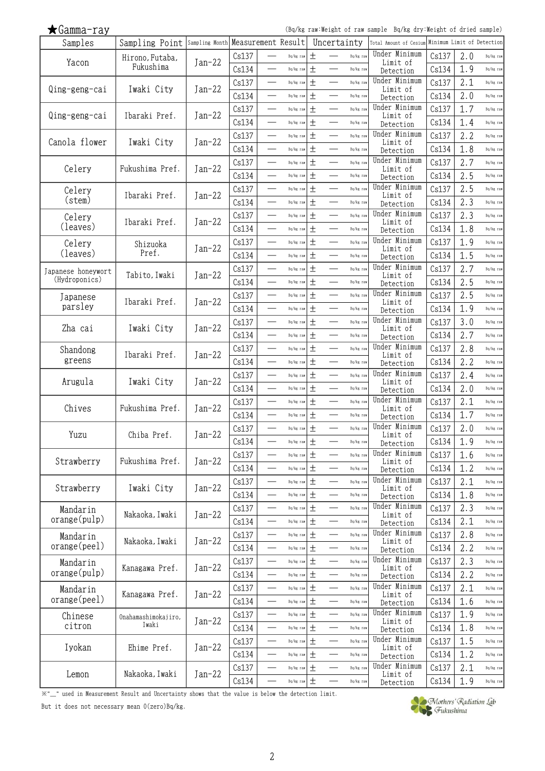★Gamma-ray

(Bq/kg raw:Weight of raw sample Bq/kg dry:Weight of dried sample)

| Samples | Sampling Point | Sampling Month | Measurement Result | | | Uncertainty | | | Total Amount of Cesium | Minimum Limit of Detection | | |
|---|---|---|---|---|---|---|---|---|---|---|---|---|
| Yacon | Hirono, Futaba, Fukushima | Jan-22 | Cs137 | — | Bq/kg raw | ± | — | Bq/kg raw | Under Minimum Limit of Detection | Cs137 | 2.0 | Bq/kg raw |
| | | | Cs134 | — | Bq/kg raw | ± | — | Bq/kg raw | | Cs134 | 1.9 | Bq/kg raw |
| Qing-geng-cai | Iwaki City | Jan-22 | Cs137 | — | Bq/kg raw | ± | — | Bq/kg raw | Under Minimum Limit of Detection | Cs137 | 2.1 | Bq/kg raw |
| | | | Cs134 | — | Bq/kg raw | ± | — | Bq/kg raw | | Cs134 | 2.0 | Bq/kg raw |
| Qing-geng-cai | Ibaraki Pref. | Jan-22 | Cs137 | — | Bq/kg raw | ± | — | Bq/kg raw | Under Minimum Limit of Detection | Cs137 | 1.7 | Bq/kg raw |
| | | | Cs134 | — | Bq/kg raw | ± | — | Bq/kg raw | | Cs134 | 1.4 | Bq/kg raw |
| Canola flower | Iwaki City | Jan-22 | Cs137 | — | Bq/kg raw | ± | — | Bq/kg raw | Under Minimum Limit of Detection | Cs137 | 2.2 | Bq/kg raw |
| | | | Cs134 | — | Bq/kg raw | ± | — | Bq/kg raw | | Cs134 | 1.8 | Bq/kg raw |
| Celery | Fukushima Pref. | Jan-22 | Cs137 | — | Bq/kg raw | ± | — | Bq/kg raw | Under Minimum Limit of Detection | Cs137 | 2.7 | Bq/kg raw |
| | | | Cs134 | — | Bq/kg raw | ± | — | Bq/kg raw | | Cs134 | 2.5 | Bq/kg raw |
| Celery (stem) | Ibaraki Pref. | Jan-22 | Cs137 | — | Bq/kg raw | ± | — | Bq/kg raw | Under Minimum Limit of Detection | Cs137 | 2.5 | Bq/kg raw |
| | | | Cs134 | — | Bq/kg raw | ± | — | Bq/kg raw | | Cs134 | 2.3 | Bq/kg raw |
| Celery (leaves) | Ibaraki Pref. | Jan-22 | Cs137 | — | Bq/kg raw | ± | — | Bq/kg raw | Under Minimum Limit of Detection | Cs137 | 2.3 | Bq/kg raw |
| | | | Cs134 | — | Bq/kg raw | ± | — | Bq/kg raw | | Cs134 | 1.8 | Bq/kg raw |
| Celery (leaves) | Shizuoka Pref. | Jan-22 | Cs137 | — | Bq/kg raw | ± | — | Bq/kg raw | Under Minimum Limit of Detection | Cs137 | 1.9 | Bq/kg raw |
| | | | Cs134 | — | Bq/kg raw | ± | — | Bq/kg raw | | Cs134 | 1.5 | Bq/kg raw |
| Japanese honeywort (Hydroponics) | Tabito, Iwaki | Jan-22 | Cs137 | — | Bq/kg raw | ± | — | Bq/kg raw | Under Minimum Limit of Detection | Cs137 | 2.7 | Bq/kg raw |
| | | | Cs134 | — | Bq/kg raw | ± | — | Bq/kg raw | | Cs134 | 2.5 | Bq/kg raw |
| Japanese parsley | Ibaraki Pref. | Jan-22 | Cs137 | — | Bq/kg raw | ± | — | Bq/kg raw | Under Minimum Limit of Detection | Cs137 | 2.5 | Bq/kg raw |
| | | | Cs134 | — | Bq/kg raw | ± | — | Bq/kg raw | | Cs134 | 1.9 | Bq/kg raw |
| Zha cai | Iwaki City | Jan-22 | Cs137 | — | Bq/kg raw | ± | — | Bq/kg raw | Under Minimum Limit of Detection | Cs137 | 3.0 | Bq/kg raw |
| | | | Cs134 | — | Bq/kg raw | ± | — | Bq/kg raw | | Cs134 | 2.7 | Bq/kg raw |
| Shandong greens | Ibaraki Pref. | Jan-22 | Cs137 | — | Bq/kg raw | ± | — | Bq/kg raw | Under Minimum Limit of Detection | Cs137 | 2.8 | Bq/kg raw |
| | | | Cs134 | — | Bq/kg raw | ± | — | Bq/kg raw | | Cs134 | 2.2 | Bq/kg raw |
| Arugula | Iwaki City | Jan-22 | Cs137 | — | Bq/kg raw | ± | — | Bq/kg raw | Under Minimum Limit of Detection | Cs137 | 2.4 | Bq/kg raw |
| | | | Cs134 | — | Bq/kg raw | ± | — | Bq/kg raw | | Cs134 | 2.0 | Bq/kg raw |
| Chives | Fukushima Pref. | Jan-22 | Cs137 | — | Bq/kg raw | ± | — | Bq/kg raw | Under Minimum Limit of Detection | Cs137 | 2.1 | Bq/kg raw |
| | | | Cs134 | — | Bq/kg raw | ± | — | Bq/kg raw | | Cs134 | 1.7 | Bq/kg raw |
| Yuzu | Chiba Pref. | Jan-22 | Cs137 | — | Bq/kg raw | ± | — | Bq/kg raw | Under Minimum Limit of Detection | Cs137 | 2.0 | Bq/kg raw |
| | | | Cs134 | — | Bq/kg raw | ± | — | Bq/kg raw | | Cs134 | 1.9 | Bq/kg raw |
| Strawberry | Fukushima Pref. | Jan-22 | Cs137 | — | Bq/kg raw | ± | — | Bq/kg raw | Under Minimum Limit of Detection | Cs137 | 1.6 | Bq/kg raw |
| | | | Cs134 | — | Bq/kg raw | ± | — | Bq/kg raw | | Cs134 | 1.2 | Bq/kg raw |
| Strawberry | Iwaki City | Jan-22 | Cs137 | — | Bq/kg raw | ± | — | Bq/kg raw | Under Minimum Limit of Detection | Cs137 | 2.1 | Bq/kg raw |
| | | | Cs134 | — | Bq/kg raw | ± | — | Bq/kg raw | | Cs134 | 1.8 | Bq/kg raw |
| Mandarin orange(pulp) | Nakaoka, Iwaki | Jan-22 | Cs137 | — | Bq/kg raw | ± | — | Bq/kg raw | Under Minimum Limit of Detection | Cs137 | 2.3 | Bq/kg raw |
| | | | Cs134 | — | Bq/kg raw | ± | — | Bq/kg raw | | Cs134 | 2.1 | Bq/kg raw |
| Mandarin orange(peel) | Nakaoka, Iwaki | Jan-22 | Cs137 | — | Bq/kg raw | ± | — | Bq/kg raw | Under Minimum Limit of Detection | Cs137 | 2.8 | Bq/kg raw |
| | | | Cs134 | — | Bq/kg raw | ± | — | Bq/kg raw | | Cs134 | 2.2 | Bq/kg raw |
| Mandarin orange(pulp) | Kanagawa Pref. | Jan-22 | Cs137 | — | Bq/kg raw | ± | — | Bq/kg raw | Under Minimum Limit of Detection | Cs137 | 2.3 | Bq/kg raw |
| | | | Cs134 | — | Bq/kg raw | ± | — | Bq/kg raw | | Cs134 | 2.2 | Bq/kg raw |
| Mandarin orange(peel) | Kanagawa Pref. | Jan-22 | Cs137 | — | Bq/kg raw | ± | — | Bq/kg raw | Under Minimum Limit of Detection | Cs137 | 2.1 | Bq/kg raw |
| | | | Cs134 | — | Bq/kg raw | ± | — | Bq/kg raw | | Cs134 | 1.6 | Bq/kg raw |
| Chinese citron | Onahamashimokajiro, Iwaki | Jan-22 | Cs137 | — | Bq/kg raw | ± | — | Bq/kg raw | Under Minimum Limit of Detection | Cs137 | 1.9 | Bq/kg raw |
| | | | Cs134 | — | Bq/kg raw | ± | — | Bq/kg raw | | Cs134 | 1.8 | Bq/kg raw |
| Iyokan | Ehime Pref. | Jan-22 | Cs137 | — | Bq/kg raw | ± | — | Bq/kg raw | Under Minimum Limit of Detection | Cs137 | 1.5 | Bq/kg raw |
| | | | Cs134 | — | Bq/kg raw | ± | — | Bq/kg raw | | Cs134 | 1.2 | Bq/kg raw |
| Lemon | Nakaoka, Iwaki | Jan-22 | Cs137 | — | Bq/kg raw | ± | — | Bq/kg raw | Under Minimum Limit of Detection | Cs137 | 2.1 | Bq/kg raw |
| | | | Cs134 | — | Bq/kg raw | ± | — | Bq/kg raw | | Cs134 | 1.9 | Bq/kg raw |

※"—" used in Measurement Result and Uncertainty shows that the value is below the detection limit.

But it does not necessary mean 0(zero)Bq/kg.

Mothers' Radiation Lab Fukushima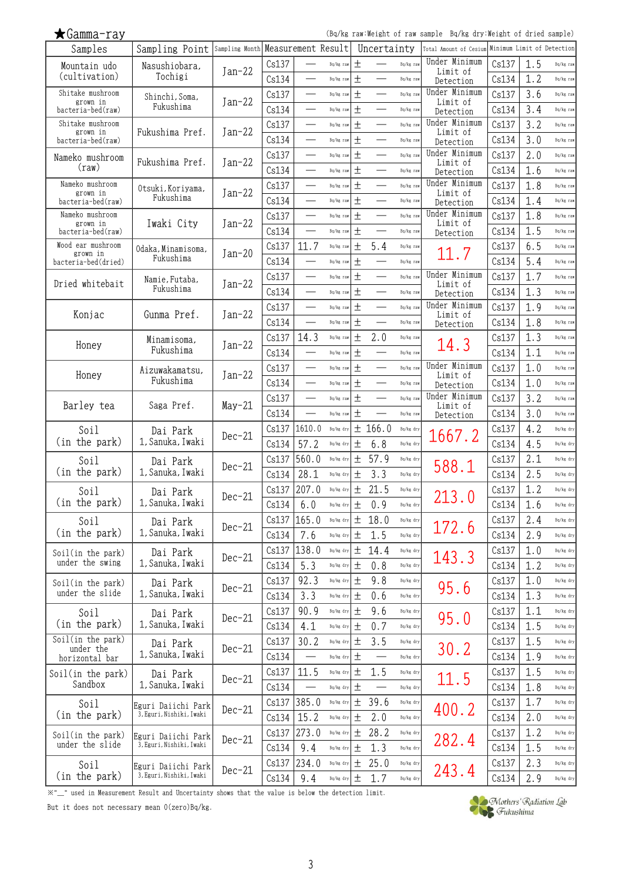## ★Gamma-ray

(Bq/kg raw:Weight of raw sample　Bq/kg dry:Weight of dried sample)

| Samples | Sampling Point | Sampling Month | Measurement Result | | | Uncertainty | | | Total Amount of Cesium | Minimum Limit of Detection | | |
|---|---|---|---|---|---|---|---|---|---|---|---|---|
| Mountain udo (cultivation) | Nasushiobara, Tochigi | Jan-22 | Cs137 | — | Bq/kg raw | ± | — | Bq/kg raw | Under Minimum Limit of Detection | Cs137 | 1.5 | Bq/kg raw |
| | | | Cs134 | — | Bq/kg raw | ± | — | Bq/kg raw | | Cs134 | 1.2 | Bq/kg raw |
| Shitake mushroom grown in bacteria-bed(raw) | Shinchi, Soma, Fukushima | Jan-22 | Cs137 | — | Bq/kg raw | ± | — | Bq/kg raw | Under Minimum Limit of Detection | Cs137 | 3.6 | Bq/kg raw |
| | | | Cs134 | — | Bq/kg raw | ± | — | Bq/kg raw | | Cs134 | 3.4 | Bq/kg raw |
| Shitake mushroom grown in bacteria-bed(raw) | Fukushima Pref. | Jan-22 | Cs137 | — | Bq/kg raw | ± | — | Bq/kg raw | Under Minimum Limit of Detection | Cs137 | 3.2 | Bq/kg raw |
| | | | Cs134 | — | Bq/kg raw | ± | — | Bq/kg raw | | Cs134 | 3.0 | Bq/kg raw |
| Nameko mushroom (raw) | Fukushima Pref. | Jan-22 | Cs137 | — | Bq/kg raw | ± | — | Bq/kg raw | Under Minimum Limit of Detection | Cs137 | 2.0 | Bq/kg raw |
| | | | Cs134 | — | Bq/kg raw | ± | — | Bq/kg raw | | Cs134 | 1.6 | Bq/kg raw |
| Nameko mushroom grown in bacteria-bed(raw) | Otsuki, Koriyama, Fukushima | Jan-22 | Cs137 | — | Bq/kg raw | ± | — | Bq/kg raw | Under Minimum Limit of Detection | Cs137 | 1.8 | Bq/kg raw |
| | | | Cs134 | — | Bq/kg raw | ± | — | Bq/kg raw | | Cs134 | 1.4 | Bq/kg raw |
| Nameko mushroom grown in bacteria-bed(raw) | Iwaki City | Jan-22 | Cs137 | — | Bq/kg raw | ± | — | Bq/kg raw | Under Minimum Limit of Detection | Cs137 | 1.8 | Bq/kg raw |
| | | | Cs134 | — | Bq/kg raw | ± | — | Bq/kg raw | | Cs134 | 1.5 | Bq/kg raw |
| Wood ear mushroom grown in bacteria-bed(dried) | Odaka, Minamisoma, Fukushima | Jan-20 | Cs137 | 11.7 | Bq/kg raw | ± | 5.4 | Bq/kg raw | 11.7 | Cs137 | 6.5 | Bq/kg raw |
| | | | Cs134 | — | Bq/kg raw | ± | — | Bq/kg raw | | Cs134 | 5.4 | Bq/kg raw |
| Dried whitebait | Namie, Futaba, Fukushima | Jan-22 | Cs137 | — | Bq/kg raw | ± | — | Bq/kg raw | Under Minimum Limit of Detection | Cs137 | 1.7 | Bq/kg raw |
| | | | Cs134 | — | Bq/kg raw | ± | — | Bq/kg raw | | Cs134 | 1.3 | Bq/kg raw |
| Konjac | Gunma Pref. | Jan-22 | Cs137 | — | Bq/kg raw | ± | — | Bq/kg raw | Under Minimum Limit of Detection | Cs137 | 1.9 | Bq/kg raw |
| | | | Cs134 | — | Bq/kg raw | ± | — | Bq/kg raw | | Cs134 | 1.8 | Bq/kg raw |
| Honey | Minamisoma, Fukushima | Jan-22 | Cs137 | 14.3 | Bq/kg raw | ± | 2.0 | Bq/kg raw | 14.3 | Cs137 | 1.3 | Bq/kg raw |
| | | | Cs134 | — | Bq/kg raw | ± | — | Bq/kg raw | | Cs134 | 1.1 | Bq/kg raw |
| Honey | Aizuwakamatsu, Fukushima | Jan-22 | Cs137 | — | Bq/kg raw | ± | — | Bq/kg raw | Under Minimum Limit of Detection | Cs137 | 1.0 | Bq/kg raw |
| | | | Cs134 | — | Bq/kg raw | ± | — | Bq/kg raw | | Cs134 | 1.0 | Bq/kg raw |
| Barley tea | Saga Pref. | May-21 | Cs137 | — | Bq/kg raw | ± | — | Bq/kg raw | Under Minimum Limit of Detection | Cs137 | 3.2 | Bq/kg raw |
| | | | Cs134 | — | Bq/kg raw | ± | — | Bq/kg raw | | Cs134 | 3.0 | Bq/kg raw |
| Soil (in the park) | Dai Park 1, Sanuka, Iwaki | Dec-21 | Cs137 | 1610.0 | Bq/kg dry | ± | 166.0 | Bq/kg dry | 1667.2 | Cs137 | 4.2 | Bq/kg dry |
| | | | Cs134 | 57.2 | Bq/kg dry | ± | 6.8 | Bq/kg dry | | Cs134 | 4.5 | Bq/kg dry |
| Soil (in the park) | Dai Park 1, Sanuka, Iwaki | Dec-21 | Cs137 | 560.0 | Bq/kg dry | ± | 57.9 | Bq/kg dry | 588.1 | Cs137 | 2.1 | Bq/kg dry |
| | | | Cs134 | 28.1 | Bq/kg dry | ± | 3.3 | Bq/kg dry | | Cs134 | 2.5 | Bq/kg dry |
| Soil (in the park) | Dai Park 1, Sanuka, Iwaki | Dec-21 | Cs137 | 207.0 | Bq/kg dry | ± | 21.5 | Bq/kg dry | 213.0 | Cs137 | 1.2 | Bq/kg dry |
| | | | Cs134 | 6.0 | Bq/kg dry | ± | 0.9 | Bq/kg dry | | Cs134 | 1.6 | Bq/kg dry |
| Soil (in the park) | Dai Park 1, Sanuka, Iwaki | Dec-21 | Cs137 | 165.0 | Bq/kg dry | ± | 18.0 | Bq/kg dry | 172.6 | Cs137 | 2.4 | Bq/kg dry |
| | | | Cs134 | 7.6 | Bq/kg dry | ± | 1.5 | Bq/kg dry | | Cs134 | 2.9 | Bq/kg dry |
| Soil(in the park) under the swing | Dai Park 1, Sanuka, Iwaki | Dec-21 | Cs137 | 138.0 | Bq/kg dry | ± | 14.4 | Bq/kg dry | 143.3 | Cs137 | 1.0 | Bq/kg dry |
| | | | Cs134 | 5.3 | Bq/kg dry | ± | 0.8 | Bq/kg dry | | Cs134 | 1.2 | Bq/kg dry |
| Soil(in the park) under the slide | Dai Park 1, Sanuka, Iwaki | Dec-21 | Cs137 | 92.3 | Bq/kg dry | ± | 9.8 | Bq/kg dry | 95.6 | Cs137 | 1.0 | Bq/kg dry |
| | | | Cs134 | 3.3 | Bq/kg dry | ± | 0.6 | Bq/kg dry | | Cs134 | 1.3 | Bq/kg dry |
| Soil (in the park) | Dai Park 1, Sanuka, Iwaki | Dec-21 | Cs137 | 90.9 | Bq/kg dry | ± | 9.6 | Bq/kg dry | 95.0 | Cs137 | 1.1 | Bq/kg dry |
| | | | Cs134 | 4.1 | Bq/kg dry | ± | 0.7 | Bq/kg dry | | Cs134 | 1.5 | Bq/kg dry |
| Soil(in the park) under the horizontal bar | Dai Park 1, Sanuka, Iwaki | Dec-21 | Cs137 | 30.2 | Bq/kg dry | ± | 3.5 | Bq/kg dry | 30.2 | Cs137 | 1.5 | Bq/kg dry |
| | | | Cs134 | — | Bq/kg dry | ± | — | Bq/kg dry | | Cs134 | 1.9 | Bq/kg dry |
| Soil(in the park) Sandbox | Dai Park 1, Sanuka, Iwaki | Dec-21 | Cs137 | 11.5 | Bq/kg dry | ± | 1.5 | Bq/kg dry | 11.5 | Cs137 | 1.5 | Bq/kg dry |
| | | | Cs134 | — | Bq/kg dry | ± | — | Bq/kg dry | | Cs134 | 1.8 | Bq/kg dry |
| Soil (in the park) | Eguri Daiichi Park 3, Eguri, Nishiki, Iwaki | Dec-21 | Cs137 | 385.0 | Bq/kg dry | ± | 39.6 | Bq/kg dry | 400.2 | Cs137 | 1.7 | Bq/kg dry |
| | | | Cs134 | 15.2 | Bq/kg dry | ± | 2.0 | Bq/kg dry | | Cs134 | 2.0 | Bq/kg dry |
| Soil(in the park) under the slide | Eguri Daiichi Park 3, Eguri, Nishiki, Iwaki | Dec-21 | Cs137 | 273.0 | Bq/kg dry | ± | 28.2 | Bq/kg dry | 282.4 | Cs137 | 1.2 | Bq/kg dry |
| | | | Cs134 | 9.4 | Bq/kg dry | ± | 1.3 | Bq/kg dry | | Cs134 | 1.5 | Bq/kg dry |
| Soil (in the park) | Eguri Daiichi Park 3, Eguri, Nishiki, Iwaki | Dec-21 | Cs137 | 234.0 | Bq/kg dry | ± | 25.0 | Bq/kg dry | 243.4 | Cs137 | 2.3 | Bq/kg dry |
| | | | Cs134 | 9.4 | Bq/kg dry | ± | 1.7 | Bq/kg dry | | Cs134 | 2.9 | Bq/kg dry |

※"—" used in Measurement Result and Uncertainty shows that the value is below the detection limit.
But it does not necessary mean 0(zero)Bq/kg.

Mothers' Radiation Lab Fukushima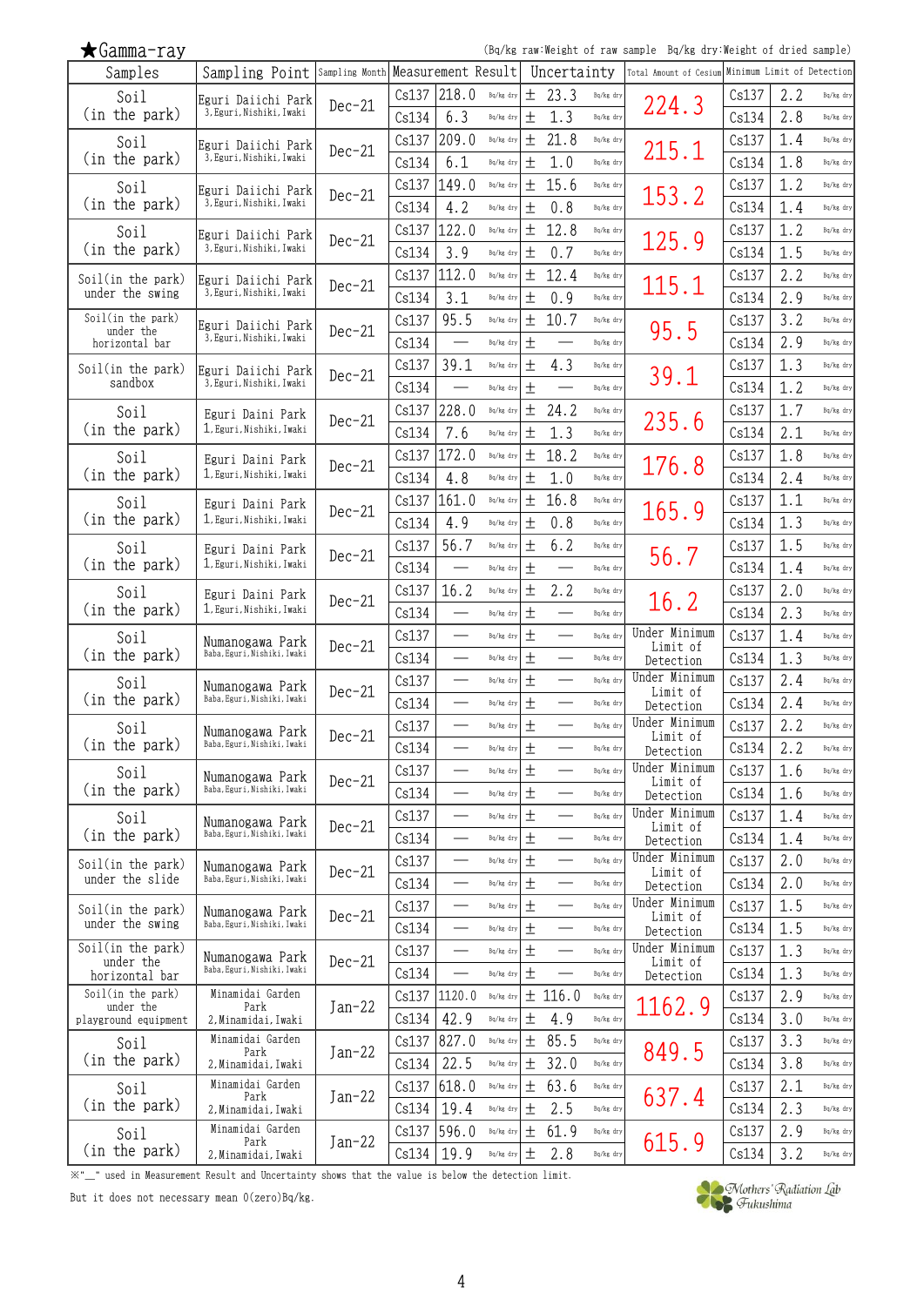★Gamma-ray

(Bq/kg raw:Weight of raw sample　Bq/kg dry:Weight of dried sample)

| Samples | Sampling Point | Sampling Month | Measurement Result | | | Uncertainty | | Total Amount of Cesium | Minimum Limit of Detection | | |
|---|---|---|---|---|---|---|---|---|---|---|---|
| Soil (in the park) | Eguri Daiichi Park 3,Eguri,Nishiki,Iwaki | Dec-21 | Cs137 | 218.0 | Bq/kg dry | ± 23.3 | Bq/kg dry | 224.3 | Cs137 | 2.2 | Bq/kg dry |
| | | | Cs134 | 6.3 | Bq/kg dry | ± 1.3 | Bq/kg dry | | Cs134 | 2.8 | Bq/kg dry |
| Soil (in the park) | Eguri Daiichi Park 3,Eguri,Nishiki,Iwaki | Dec-21 | Cs137 | 209.0 | Bq/kg dry | ± 21.8 | Bq/kg dry | 215.1 | Cs137 | 1.4 | Bq/kg dry |
| | | | Cs134 | 6.1 | Bq/kg dry | ± 1.0 | Bq/kg dry | | Cs134 | 1.8 | Bq/kg dry |
| Soil (in the park) | Eguri Daiichi Park 3,Eguri,Nishiki,Iwaki | Dec-21 | Cs137 | 149.0 | Bq/kg dry | ± 15.6 | Bq/kg dry | 153.2 | Cs137 | 1.2 | Bq/kg dry |
| | | | Cs134 | 4.2 | Bq/kg dry | ± 0.8 | Bq/kg dry | | Cs134 | 1.4 | Bq/kg dry |
| Soil (in the park) | Eguri Daiichi Park 3,Eguri,Nishiki,Iwaki | Dec-21 | Cs137 | 122.0 | Bq/kg dry | ± 12.8 | Bq/kg dry | 125.9 | Cs137 | 1.2 | Bq/kg dry |
| | | | Cs134 | 3.9 | Bq/kg dry | ± 0.7 | Bq/kg dry | | Cs134 | 1.5 | Bq/kg dry |
| Soil(in the park) under the swing | Eguri Daiichi Park 3,Eguri,Nishiki,Iwaki | Dec-21 | Cs137 | 112.0 | Bq/kg dry | ± 12.4 | Bq/kg dry | 115.1 | Cs137 | 2.2 | Bq/kg dry |
| | | | Cs134 | 3.1 | Bq/kg dry | ± 0.9 | Bq/kg dry | | Cs134 | 2.9 | Bq/kg dry |
| Soil(in the park) under the horizontal bar | Eguri Daiichi Park 3,Eguri,Nishiki,Iwaki | Dec-21 | Cs137 | 95.5 | Bq/kg dry | ± 10.7 | Bq/kg dry | 95.5 | Cs137 | 3.2 | Bq/kg dry |
| | | | Cs134 | — | Bq/kg dry | ± — | Bq/kg dry | | Cs134 | 2.9 | Bq/kg dry |
| Soil(in the park) sandbox | Eguri Daiichi Park 3,Eguri,Nishiki,Iwaki | Dec-21 | Cs137 | 39.1 | Bq/kg dry | ± 4.3 | Bq/kg dry | 39.1 | Cs137 | 1.3 | Bq/kg dry |
| | | | Cs134 | — | Bq/kg dry | ± — | Bq/kg dry | | Cs134 | 1.2 | Bq/kg dry |
| Soil (in the park) | Eguri Daini Park 1,Eguri,Nishiki,Iwaki | Dec-21 | Cs137 | 228.0 | Bq/kg dry | ± 24.2 | Bq/kg dry | 235.6 | Cs137 | 1.7 | Bq/kg dry |
| | | | Cs134 | 7.6 | Bq/kg dry | ± 1.3 | Bq/kg dry | | Cs134 | 2.1 | Bq/kg dry |
| Soil (in the park) | Eguri Daini Park 1,Eguri,Nishiki,Iwaki | Dec-21 | Cs137 | 172.0 | Bq/kg dry | ± 18.2 | Bq/kg dry | 176.8 | Cs137 | 1.8 | Bq/kg dry |
| | | | Cs134 | 4.8 | Bq/kg dry | ± 1.0 | Bq/kg dry | | Cs134 | 2.4 | Bq/kg dry |
| Soil (in the park) | Eguri Daini Park 1,Eguri,Nishiki,Iwaki | Dec-21 | Cs137 | 161.0 | Bq/kg dry | ± 16.8 | Bq/kg dry | 165.9 | Cs137 | 1.1 | Bq/kg dry |
| | | | Cs134 | 4.9 | Bq/kg dry | ± 0.8 | Bq/kg dry | | Cs134 | 1.3 | Bq/kg dry |
| Soil (in the park) | Eguri Daini Park 1,Eguri,Nishiki,Iwaki | Dec-21 | Cs137 | 56.7 | Bq/kg dry | ± 6.2 | Bq/kg dry | 56.7 | Cs137 | 1.5 | Bq/kg dry |
| | | | Cs134 | — | Bq/kg dry | ± — | Bq/kg dry | | Cs134 | 1.4 | Bq/kg dry |
| Soil (in the park) | Eguri Daini Park 1,Eguri,Nishiki,Iwaki | Dec-21 | Cs137 | 16.2 | Bq/kg dry | ± 2.2 | Bq/kg dry | 16.2 | Cs137 | 2.0 | Bq/kg dry |
| | | | Cs134 | — | Bq/kg dry | ± — | Bq/kg dry | | Cs134 | 2.3 | Bq/kg dry |
| Soil (in the park) | Numanogawa Park Baba,Eguri,Nishiki,Iwaki | Dec-21 | Cs137 | — | Bq/kg dry | ± — | Bq/kg dry | Under Minimum Limit of Detection | Cs137 | 1.4 | Bq/kg dry |
| | | | Cs134 | — | Bq/kg dry | ± — | Bq/kg dry | | Cs134 | 1.3 | Bq/kg dry |
| Soil (in the park) | Numanogawa Park Baba,Eguri,Nishiki,Iwaki | Dec-21 | Cs137 | — | Bq/kg dry | ± — | Bq/kg dry | Under Minimum Limit of Detection | Cs137 | 2.4 | Bq/kg dry |
| | | | Cs134 | — | Bq/kg dry | ± — | Bq/kg dry | | Cs134 | 2.4 | Bq/kg dry |
| Soil (in the park) | Numanogawa Park Baba,Eguri,Nishiki,Iwaki | Dec-21 | Cs137 | — | Bq/kg dry | ± — | Bq/kg dry | Under Minimum Limit of Detection | Cs137 | 2.2 | Bq/kg dry |
| | | | Cs134 | — | Bq/kg dry | ± — | Bq/kg dry | | Cs134 | 2.2 | Bq/kg dry |
| Soil (in the park) | Numanogawa Park Baba,Eguri,Nishiki,Iwaki | Dec-21 | Cs137 | — | Bq/kg dry | ± — | Bq/kg dry | Under Minimum Limit of Detection | Cs137 | 1.6 | Bq/kg dry |
| | | | Cs134 | — | Bq/kg dry | ± — | Bq/kg dry | | Cs134 | 1.6 | Bq/kg dry |
| Soil (in the park) | Numanogawa Park Baba,Eguri,Nishiki,Iwaki | Dec-21 | Cs137 | — | Bq/kg dry | ± — | Bq/kg dry | Under Minimum Limit of Detection | Cs137 | 1.4 | Bq/kg dry |
| | | | Cs134 | — | Bq/kg dry | ± — | Bq/kg dry | | Cs134 | 1.4 | Bq/kg dry |
| Soil(in the park) under the slide | Numanogawa Park Baba,Eguri,Nishiki,Iwaki | Dec-21 | Cs137 | — | Bq/kg dry | ± — | Bq/kg dry | Under Minimum Limit of Detection | Cs137 | 2.0 | Bq/kg dry |
| | | | Cs134 | — | Bq/kg dry | ± — | Bq/kg dry | | Cs134 | 2.0 | Bq/kg dry |
| Soil(in the park) under the swing | Numanogawa Park Baba,Eguri,Nishiki,Iwaki | Dec-21 | Cs137 | — | Bq/kg dry | ± — | Bq/kg dry | Under Minimum Limit of Detection | Cs137 | 1.5 | Bq/kg dry |
| | | | Cs134 | — | Bq/kg dry | ± — | Bq/kg dry | | Cs134 | 1.5 | Bq/kg dry |
| Soil(in the park) under the horizontal bar | Numanogawa Park Baba,Eguri,Nishiki,Iwaki | Dec-21 | Cs137 | — | Bq/kg dry | ± — | Bq/kg dry | Under Minimum Limit of Detection | Cs137 | 1.3 | Bq/kg dry |
| | | | Cs134 | — | Bq/kg dry | ± — | Bq/kg dry | | Cs134 | 1.3 | Bq/kg dry |
| Soil(in the park) under the playground equipment | Minamidai Garden Park 2,Minamidai,Iwaki | Jan-22 | Cs137 | 1120.0 | Bq/kg dry | ± 116.0 | Bq/kg dry | 1162.9 | Cs137 | 2.9 | Bq/kg dry |
| | | | Cs134 | 42.9 | Bq/kg dry | ± 4.9 | Bq/kg dry | | Cs134 | 3.0 | Bq/kg dry |
| Soil (in the park) | Minamidai Garden Park 2,Minamidai,Iwaki | Jan-22 | Cs137 | 827.0 | Bq/kg dry | ± 85.5 | Bq/kg dry | 849.5 | Cs137 | 3.3 | Bq/kg dry |
| | | | Cs134 | 22.5 | Bq/kg dry | ± 32.0 | Bq/kg dry | | Cs134 | 3.8 | Bq/kg dry |
| Soil (in the park) | Minamidai Garden Park 2,Minamidai,Iwaki | Jan-22 | Cs137 | 618.0 | Bq/kg dry | ± 63.6 | Bq/kg dry | 637.4 | Cs137 | 2.1 | Bq/kg dry |
| | | | Cs134 | 19.4 | Bq/kg dry | ± 2.5 | Bq/kg dry | | Cs134 | 2.3 | Bq/kg dry |
| Soil (in the park) | Minamidai Garden Park 2,Minamidai,Iwaki | Jan-22 | Cs137 | 596.0 | Bq/kg dry | ± 61.9 | Bq/kg dry | 615.9 | Cs137 | 2.9 | Bq/kg dry |
| | | | Cs134 | 19.9 | Bq/kg dry | ± 2.8 | Bq/kg dry | | Cs134 | 3.2 | Bq/kg dry |

※"\_" used in Measurement Result and Uncertainty shows that the value is below the detection limit.

But it does not necessary mean 0(zero)Bq/kg.

Mothers' Radiation Lab Fukushima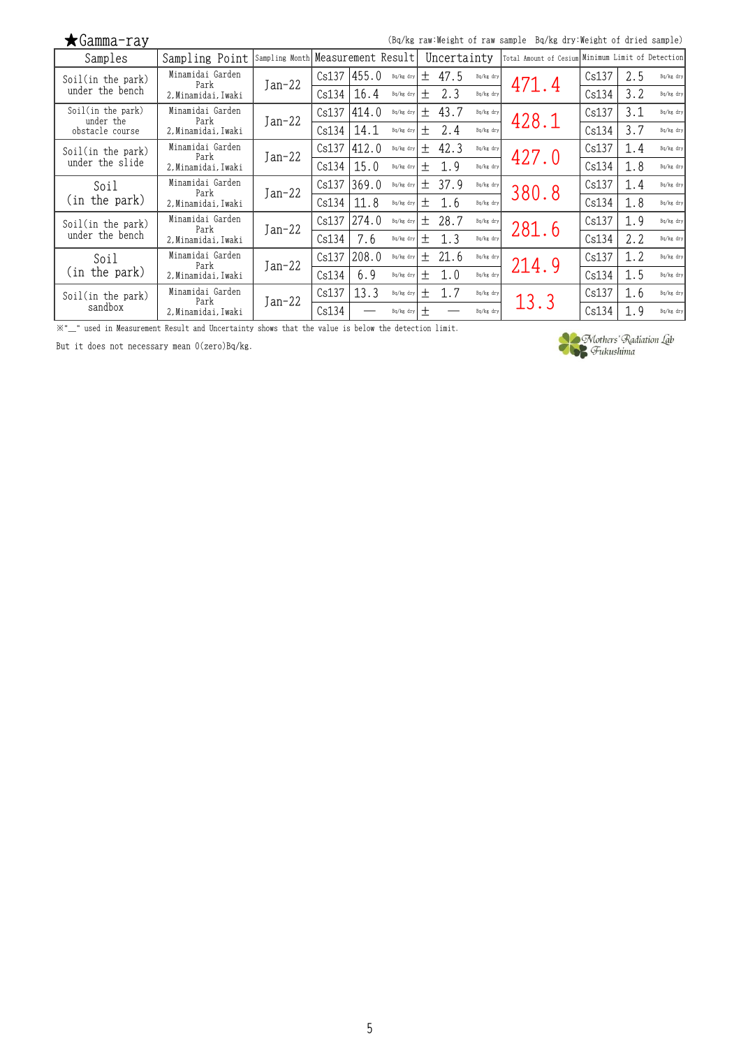★Gamma-ray

(Bq/kg raw:Weight of raw sample Bq/kg dry:Weight of dried sample)

| Samples | Sampling Point | Sampling Month | Measurement Result | | | Uncertainty | | Total Amount of Cesium | Minimum Limit of Detection | | |
|---|---|---|---|---|---|---|---|---|---|---|---|
| Soil(in the park) under the bench | Minamidai Garden Park 2,Minamidai,Iwaki | Jan-22 | Cs137 | 455.0 | Bq/kg dry | ± 47.5 | Bq/kg dry | 471.4 | Cs137 | 2.5 | Bq/kg dry |
| | | | Cs134 | 16.4 | Bq/kg dry | ± 2.3 | Bq/kg dry | | Cs134 | 3.2 | Bq/kg dry |
| Soil(in the park) under the obstacle course | Minamidai Garden Park 2,Minamidai,Iwaki | Jan-22 | Cs137 | 414.0 | Bq/kg dry | ± 43.7 | Bq/kg dry | 428.1 | Cs137 | 3.1 | Bq/kg dry |
| | | | Cs134 | 14.1 | Bq/kg dry | ± 2.4 | Bq/kg dry | | Cs134 | 3.7 | Bq/kg dry |
| Soil(in the park) under the slide | Minamidai Garden Park 2,Minamidai,Iwaki | Jan-22 | Cs137 | 412.0 | Bq/kg dry | ± 42.3 | Bq/kg dry | 427.0 | Cs137 | 1.4 | Bq/kg dry |
| | | | Cs134 | 15.0 | Bq/kg dry | ± 1.9 | Bq/kg dry | | Cs134 | 1.8 | Bq/kg dry |
| Soil (in the park) | Minamidai Garden Park 2,Minamidai,Iwaki | Jan-22 | Cs137 | 369.0 | Bq/kg dry | ± 37.9 | Bq/kg dry | 380.8 | Cs137 | 1.4 | Bq/kg dry |
| | | | Cs134 | 11.8 | Bq/kg dry | ± 1.6 | Bq/kg dry | | Cs134 | 1.8 | Bq/kg dry |
| Soil(in the park) under the bench | Minamidai Garden Park 2,Minamidai,Iwaki | Jan-22 | Cs137 | 274.0 | Bq/kg dry | ± 28.7 | Bq/kg dry | 281.6 | Cs137 | 1.9 | Bq/kg dry |
| | | | Cs134 | 7.6 | Bq/kg dry | ± 1.3 | Bq/kg dry | | Cs134 | 2.2 | Bq/kg dry |
| Soil (in the park) | Minamidai Garden Park 2,Minamidai,Iwaki | Jan-22 | Cs137 | 208.0 | Bq/kg dry | ± 21.6 | Bq/kg dry | 214.9 | Cs137 | 1.2 | Bq/kg dry |
| | | | Cs134 | 6.9 | Bq/kg dry | ± 1.0 | Bq/kg dry | | Cs134 | 1.5 | Bq/kg dry |
| Soil(in the park) sandbox | Minamidai Garden Park 2,Minamidai,Iwaki | Jan-22 | Cs137 | 13.3 | Bq/kg dry | ± 1.7 | Bq/kg dry | 13.3 | Cs137 | 1.6 | Bq/kg dry |
| | | | Cs134 | — | Bq/kg dry | ± — | Bq/kg dry | | Cs134 | 1.9 | Bq/kg dry |

※"—" used in Measurement Result and Uncertainty shows that the value is below the detection limit.

But it does not necessary mean 0(zero)Bq/kg.

Mothers' Radiation Lab Fukushima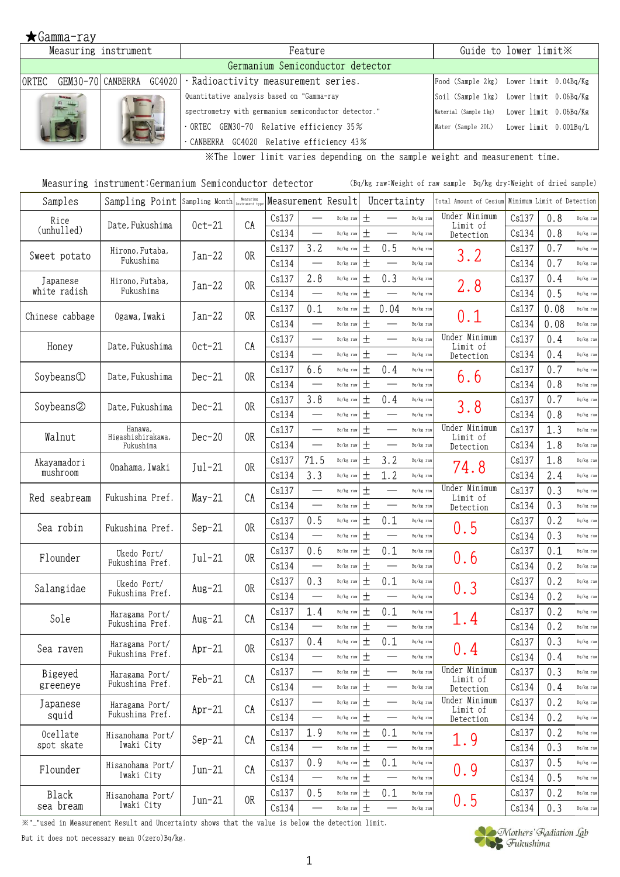★Gamma-ray

| Measuring instrument | | Feature | Guide to lower limit※ |
|---|---|---|---|
| Germanium Semiconductor detector | | | |
| ORTEC GEM30-70 | CANBERRA GC4020 | ・Radioactivity measurement series. Quantitative analysis based on "Gamma-ray spectrometry with germanium semiconductor detector." ・ORTEC GEM30-70 Relative efficiency 35% ・CANBERRA GC4020 Relative efficiency 43% | Food (Sample 2kg) Lower limit 0.04Bq/Kg<br>Soil (Sample 1kg) Lower limit 0.06Bq/Kg<br>Material (Sample 1kg) Lower limit 0.06Bq/Kg<br>Water (Sample 20L) Lower limit 0.001Bq/L |

※The lower limit varies depending on the sample weight and measurement time.

Measuring instrument:Germanium Semiconductor detector (Bq/kg raw:Weight of raw sample Bq/kg dry:Weight of dried sample)

| Samples | Sampling Point | Sampling Month | Measuring instrument type | Measurement Result | | Uncertainty | Total Amount of Cesium | Minimum Limit of Detection | |
|---|---|---|---|---|---|---|---|---|---|
| Rice (unhulled) | Date, Fukushima | Oct-21 | CA | Cs137 | — Bq/kg raw | ± — Bq/kg raw | Under Minimum Limit of Detection | Cs137 | 0.8 Bq/kg raw |
| | | | | Cs134 | — Bq/kg raw | ± — Bq/kg raw | | Cs134 | 0.8 Bq/kg raw |
| Sweet potato | Hirono, Futaba, Fukushima | Jan-22 | OR | Cs137 | 3.2 Bq/kg raw | ± 0.5 Bq/kg raw | 3.2 | Cs137 | 0.7 Bq/kg raw |
| | | | | Cs134 | — Bq/kg raw | ± — Bq/kg raw | | Cs134 | 0.7 Bq/kg raw |
| Japanese white radish | Hirono, Futaba, Fukushima | Jan-22 | OR | Cs137 | 2.8 Bq/kg raw | ± 0.3 Bq/kg raw | 2.8 | Cs137 | 0.4 Bq/kg raw |
| | | | | Cs134 | — Bq/kg raw | ± — Bq/kg raw | | Cs134 | 0.5 Bq/kg raw |
| Chinese cabbage | Ogawa, Iwaki | Jan-22 | OR | Cs137 | 0.1 Bq/kg raw | ± 0.04 Bq/kg raw | 0.1 | Cs137 | 0.08 Bq/kg raw |
| | | | | Cs134 | — Bq/kg raw | ± — Bq/kg raw | | Cs134 | 0.08 Bq/kg raw |
| Honey | Date, Fukushima | Oct-21 | CA | Cs137 | — Bq/kg raw | ± — Bq/kg raw | Under Minimum Limit of Detection | Cs137 | 0.4 Bq/kg raw |
| | | | | Cs134 | — Bq/kg raw | ± — Bq/kg raw | | Cs134 | 0.4 Bq/kg raw |
| Soybeans① | Date, Fukushima | Dec-21 | OR | Cs137 | 6.6 Bq/kg raw | ± 0.4 Bq/kg raw | 6.6 | Cs137 | 0.7 Bq/kg raw |
| | | | | Cs134 | — Bq/kg raw | ± — Bq/kg raw | | Cs134 | 0.8 Bq/kg raw |
| Soybeans② | Date, Fukushima | Dec-21 | OR | Cs137 | 3.8 Bq/kg raw | ± 0.4 Bq/kg raw | 3.8 | Cs137 | 0.7 Bq/kg raw |
| | | | | Cs134 | — Bq/kg raw | ± — Bq/kg raw | | Cs134 | 0.8 Bq/kg raw |
| Walnut | Hanawa, Higashishirakawa, Fukushima | Dec-20 | OR | Cs137 | — Bq/kg raw | ± — Bq/kg raw | Under Minimum Limit of Detection | Cs137 | 1.3 Bq/kg raw |
| | | | | Cs134 | — Bq/kg raw | ± — Bq/kg raw | | Cs134 | 1.8 Bq/kg raw |
| Akayamadori mushroom | Onahama, Iwaki | Jul-21 | OR | Cs137 | 71.5 Bq/kg raw | ± 3.2 Bq/kg raw | 74.8 | Cs137 | 1.8 Bq/kg raw |
| | | | | Cs134 | 3.3 Bq/kg raw | ± 1.2 Bq/kg raw | | Cs134 | 2.4 Bq/kg raw |
| Red seabream | Fukushima Pref. | May-21 | CA | Cs137 | — Bq/kg raw | ± — Bq/kg raw | Under Minimum Limit of Detection | Cs137 | 0.3 Bq/kg raw |
| | | | | Cs134 | — Bq/kg raw | ± — Bq/kg raw | | Cs134 | 0.3 Bq/kg raw |
| Sea robin | Fukushima Pref. | Sep-21 | OR | Cs137 | 0.5 Bq/kg raw | ± 0.1 Bq/kg raw | 0.5 | Cs137 | 0.2 Bq/kg raw |
| | | | | Cs134 | — Bq/kg raw | ± — Bq/kg raw | | Cs134 | 0.3 Bq/kg raw |
| Flounder | Ukedo Port/ Fukushima Pref. | Jul-21 | OR | Cs137 | 0.6 Bq/kg raw | ± 0.1 Bq/kg raw | 0.6 | Cs137 | 0.1 Bq/kg raw |
| | | | | Cs134 | — Bq/kg raw | ± — Bq/kg raw | | Cs134 | 0.2 Bq/kg raw |
| Salangidae | Ukedo Port/ Fukushima Pref. | Aug-21 | OR | Cs137 | 0.3 Bq/kg raw | ± 0.1 Bq/kg raw | 0.3 | Cs137 | 0.2 Bq/kg raw |
| | | | | Cs134 | — Bq/kg raw | ± — Bq/kg raw | | Cs134 | 0.2 Bq/kg raw |
| Sole | Haragama Port/ Fukushima Pref. | Aug-21 | CA | Cs137 | 1.4 Bq/kg raw | ± 0.1 Bq/kg raw | 1.4 | Cs137 | 0.2 Bq/kg raw |
| | | | | Cs134 | — Bq/kg raw | ± — Bq/kg raw | | Cs134 | 0.2 Bq/kg raw |
| Sea raven | Haragama Port/ Fukushima Pref. | Apr-21 | OR | Cs137 | 0.4 Bq/kg raw | ± 0.1 Bq/kg raw | 0.4 | Cs137 | 0.3 Bq/kg raw |
| | | | | Cs134 | — Bq/kg raw | ± — Bq/kg raw | | Cs134 | 0.4 Bq/kg raw |
| Bigeyed greeneye | Haragama Port/ Fukushima Pref. | Feb-21 | CA | Cs137 | — Bq/kg raw | ± — Bq/kg raw | Under Minimum Limit of Detection | Cs137 | 0.3 Bq/kg raw |
| | | | | Cs134 | — Bq/kg raw | ± — Bq/kg raw | | Cs134 | 0.4 Bq/kg raw |
| Japanese squid | Haragama Port/ Fukushima Pref. | Apr-21 | CA | Cs137 | — Bq/kg raw | ± — Bq/kg raw | Under Minimum Limit of Detection | Cs137 | 0.2 Bq/kg raw |
| | | | | Cs134 | — Bq/kg raw | ± — Bq/kg raw | | Cs134 | 0.2 Bq/kg raw |
| Ocellate spot skate | Hisanohama Port/ Iwaki City | Sep-21 | CA | Cs137 | 1.9 Bq/kg raw | ± 0.1 Bq/kg raw | 1.9 | Cs137 | 0.2 Bq/kg raw |
| | | | | Cs134 | — Bq/kg raw | ± — Bq/kg raw | | Cs134 | 0.3 Bq/kg raw |
| Flounder | Hisanohama Port/ Iwaki City | Jun-21 | CA | Cs137 | 0.9 Bq/kg raw | ± 0.1 Bq/kg raw | 0.9 | Cs137 | 0.5 Bq/kg raw |
| | | | | Cs134 | — Bq/kg raw | ± — Bq/kg raw | | Cs134 | 0.5 Bq/kg raw |
| Black sea bream | Hisanohama Port/ Iwaki City | Jun-21 | OR | Cs137 | 0.5 Bq/kg raw | ± 0.1 Bq/kg raw | 0.5 | Cs137 | 0.2 Bq/kg raw |
| | | | | Cs134 | — Bq/kg raw | ± — Bq/kg raw | | Cs134 | 0.3 Bq/kg raw |

※"_"used in Measurement Result and Uncertainty shows that the value is below the detection limit.
But it does not necessary mean 0(zero)Bq/kg.

Mothers' Radiation Lab Fukushima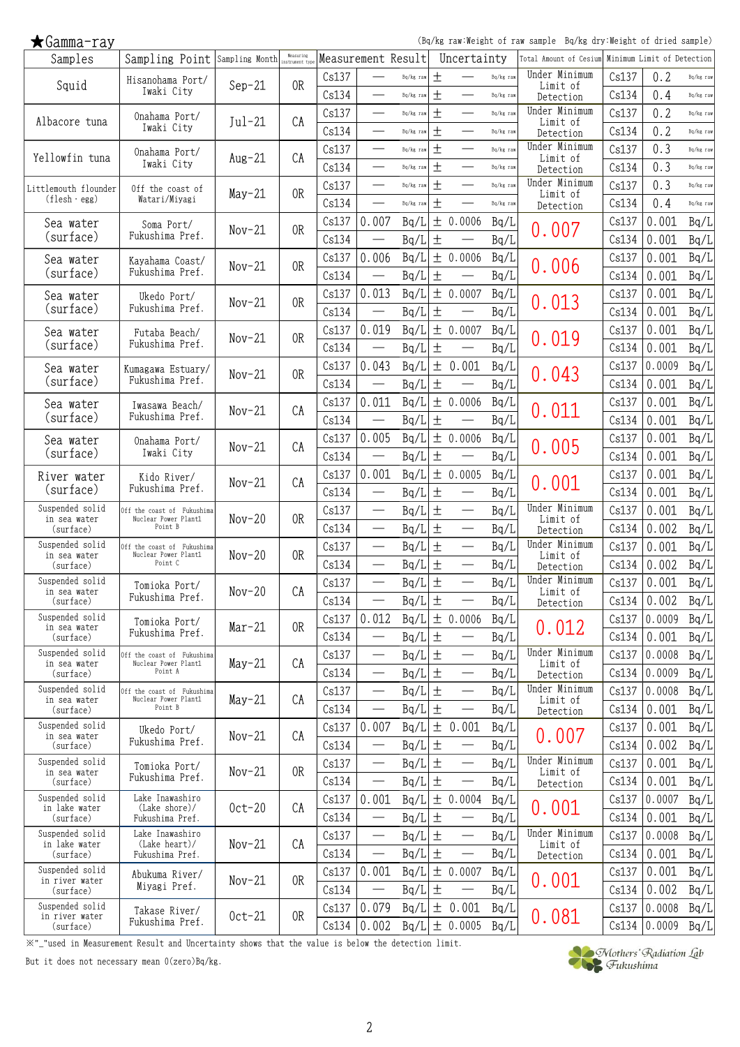## ★Gamma-ray

(Bq/kg raw:Weight of raw sample Bq/kg dry:Weight of dried sample)

| Samples | Sampling Point | Sampling Month | Measuring instrument type | Measurement Result | | | Uncertainty | | | Total Amount of Cesium | Minimum Limit of Detection | | |
|---|---|---|---|---|---|---|---|---|---|---|---|---|---|
| Squid | Hisanohama Port/ Iwaki City | Sep-21 | OR | Cs137 | — | Bq/kg raw | ± | — | Bq/kg raw | Under Minimum Limit of Detection | Cs137 | 0.2 | Bq/kg raw |
| | | | | Cs134 | — | Bq/kg raw | ± | — | Bq/kg raw | | Cs134 | 0.4 | Bq/kg raw |
| Albacore tuna | Onahama Port/ Iwaki City | Jul-21 | CA | Cs137 | — | Bq/kg raw | ± | — | Bq/kg raw | Under Minimum Limit of Detection | Cs137 | 0.2 | Bq/kg raw |
| | | | | Cs134 | — | Bq/kg raw | ± | — | Bq/kg raw | | Cs134 | 0.2 | Bq/kg raw |
| Yellowfin tuna | Onahama Port/ Iwaki City | Aug-21 | CA | Cs137 | — | Bq/kg raw | ± | — | Bq/kg raw | Under Minimum Limit of Detection | Cs137 | 0.3 | Bq/kg raw |
| | | | | Cs134 | — | Bq/kg raw | ± | — | Bq/kg raw | | Cs134 | 0.3 | Bq/kg raw |
| Littlemouth flounder (flesh・egg) | Off the coast of Watari/Miyagi | May-21 | OR | Cs137 | — | Bq/kg raw | ± | — | Bq/kg raw | Under Minimum Limit of Detection | Cs137 | 0.3 | Bq/kg raw |
| | | | | Cs134 | — | Bq/kg raw | ± | — | Bq/kg raw | | Cs134 | 0.4 | Bq/kg raw |
| Sea water (surface) | Soma Port/ Fukushima Pref. | Nov-21 | OR | Cs137 | 0.007 | Bq/L | ± | 0.0006 | Bq/L | 0.007 | Cs137 | 0.001 | Bq/L |
| | | | | Cs134 | — | Bq/L | ± | — | Bq/L | | Cs134 | 0.001 | Bq/L |
| Sea water (surface) | Kayahama Coast/ Fukushima Pref. | Nov-21 | OR | Cs137 | 0.006 | Bq/L | ± | 0.0006 | Bq/L | 0.006 | Cs137 | 0.001 | Bq/L |
| | | | | Cs134 | — | Bq/L | ± | — | Bq/L | | Cs134 | 0.001 | Bq/L |
| Sea water (surface) | Ukedo Port/ Fukushima Pref. | Nov-21 | OR | Cs137 | 0.013 | Bq/L | ± | 0.0007 | Bq/L | 0.013 | Cs137 | 0.001 | Bq/L |
| | | | | Cs134 | — | Bq/L | ± | — | Bq/L | | Cs134 | 0.001 | Bq/L |
| Sea water (surface) | Futaba Beach/ Fukushima Pref. | Nov-21 | OR | Cs137 | 0.019 | Bq/L | ± | 0.0007 | Bq/L | 0.019 | Cs137 | 0.001 | Bq/L |
| | | | | Cs134 | — | Bq/L | ± | — | Bq/L | | Cs134 | 0.001 | Bq/L |
| Sea water (surface) | Kumagawa Estuary/ Fukushima Pref. | Nov-21 | OR | Cs137 | 0.043 | Bq/L | ± | 0.001 | Bq/L | 0.043 | Cs137 | 0.0009 | Bq/L |
| | | | | Cs134 | — | Bq/L | ± | — | Bq/L | | Cs134 | 0.001 | Bq/L |
| Sea water (surface) | Iwasawa Beach/ Fukushima Pref. | Nov-21 | CA | Cs137 | 0.011 | Bq/L | ± | 0.0006 | Bq/L | 0.011 | Cs137 | 0.001 | Bq/L |
| | | | | Cs134 | — | Bq/L | ± | — | Bq/L | | Cs134 | 0.001 | Bq/L |
| Sea water (surface) | Onahama Port/ Iwaki City | Nov-21 | CA | Cs137 | 0.005 | Bq/L | ± | 0.0006 | Bq/L | 0.005 | Cs137 | 0.001 | Bq/L |
| | | | | Cs134 | — | Bq/L | ± | — | Bq/L | | Cs134 | 0.001 | Bq/L |
| River water (surface) | Kido River/ Fukushima Pref. | Nov-21 | CA | Cs137 | 0.001 | Bq/L | ± | 0.0005 | Bq/L | 0.001 | Cs137 | 0.001 | Bq/L |
| | | | | Cs134 | — | Bq/L | ± | — | Bq/L | | Cs134 | 0.001 | Bq/L |
| Suspended solid in sea water (surface) | Off the coast of Fukushima Nuclear Power Plant1 Point B | Nov-20 | OR | Cs137 | — | Bq/L | ± | — | Bq/L | Under Minimum Limit of Detection | Cs137 | 0.001 | Bq/L |
| | | | | Cs134 | — | Bq/L | ± | — | Bq/L | | Cs134 | 0.002 | Bq/L |
| Suspended solid in sea water (surface) | Off the coast of Fukushima Nuclear Power Plant1 Point C | Nov-20 | OR | Cs137 | — | Bq/L | ± | — | Bq/L | Under Minimum Limit of Detection | Cs137 | 0.001 | Bq/L |
| | | | | Cs134 | — | Bq/L | ± | — | Bq/L | | Cs134 | 0.002 | Bq/L |
| Suspended solid in sea water (surface) | Tomioka Port/ Fukushima Pref. | Nov-20 | CA | Cs137 | — | Bq/L | ± | — | Bq/L | Under Minimum Limit of Detection | Cs137 | 0.001 | Bq/L |
| | | | | Cs134 | — | Bq/L | ± | — | Bq/L | | Cs134 | 0.002 | Bq/L |
| Suspended solid in sea water (surface) | Tomioka Port/ Fukushima Pref. | Mar-21 | OR | Cs137 | 0.012 | Bq/L | ± | 0.0006 | Bq/L | 0.012 | Cs137 | 0.0009 | Bq/L |
| | | | | Cs134 | — | Bq/L | ± | — | Bq/L | | Cs134 | 0.001 | Bq/L |
| Suspended solid in sea water (surface) | Off the coast of Fukushima Nuclear Power Plant1 Point A | May-21 | CA | Cs137 | — | Bq/L | ± | — | Bq/L | Under Minimum Limit of Detection | Cs137 | 0.0008 | Bq/L |
| | | | | Cs134 | — | Bq/L | ± | — | Bq/L | | Cs134 | 0.0009 | Bq/L |
| Suspended solid in sea water (surface) | Off the coast of Fukushima Nuclear Power Plant1 Point B | May-21 | CA | Cs137 | — | Bq/L | ± | — | Bq/L | Under Minimum Limit of Detection | Cs137 | 0.0008 | Bq/L |
| | | | | Cs134 | — | Bq/L | ± | — | Bq/L | | Cs134 | 0.001 | Bq/L |
| Suspended solid in sea water (surface) | Ukedo Port/ Fukushima Pref. | Nov-21 | CA | Cs137 | 0.007 | Bq/L | ± | 0.001 | Bq/L | 0.007 | Cs137 | 0.001 | Bq/L |
| | | | | Cs134 | — | Bq/L | ± | — | Bq/L | | Cs134 | 0.002 | Bq/L |
| Suspended solid in sea water (surface) | Tomioka Port/ Fukushima Pref. | Nov-21 | OR | Cs137 | — | Bq/L | ± | — | Bq/L | Under Minimum Limit of Detection | Cs137 | 0.001 | Bq/L |
| | | | | Cs134 | — | Bq/L | ± | — | Bq/L | | Cs134 | 0.001 | Bq/L |
| Suspended solid in lake water (surface) | Lake Inawashiro (Lake shore)/ Fukushima Pref. | Oct-20 | CA | Cs137 | 0.001 | Bq/L | ± | 0.0004 | Bq/L | 0.001 | Cs137 | 0.0007 | Bq/L |
| | | | | Cs134 | — | Bq/L | ± | — | Bq/L | | Cs134 | 0.001 | Bq/L |
| Suspended solid in lake water (surface) | Lake Inawashiro (Lake heart)/ Fukushima Pref. | Nov-21 | CA | Cs137 | — | Bq/L | ± | — | Bq/L | Under Minimum Limit of Detection | Cs137 | 0.0008 | Bq/L |
| | | | | Cs134 | — | Bq/L | ± | — | Bq/L | | Cs134 | 0.001 | Bq/L |
| Suspended solid in river water (surface) | Abukuma River/ Miyagi Pref. | Nov-21 | OR | Cs137 | 0.001 | Bq/L | ± | 0.0007 | Bq/L | 0.001 | Cs137 | 0.001 | Bq/L |
| | | | | Cs134 | — | Bq/L | ± | — | Bq/L | | Cs134 | 0.002 | Bq/L |
| Suspended solid in river water (surface) | Takase River/ Fukushima Pref. | Oct-21 | OR | Cs137 | 0.079 | Bq/L | ± | 0.001 | Bq/L | 0.081 | Cs137 | 0.0008 | Bq/L |
| | | | | Cs134 | 0.002 | Bq/L | ± | 0.0005 | Bq/L | | Cs134 | 0.0009 | Bq/L |

※"_"used in Measurement Result and Uncertainty shows that the value is below the detection limit.

But it does not necessary mean 0(zero)Bq/kg.

Mothers' Radiation Lab Fukushima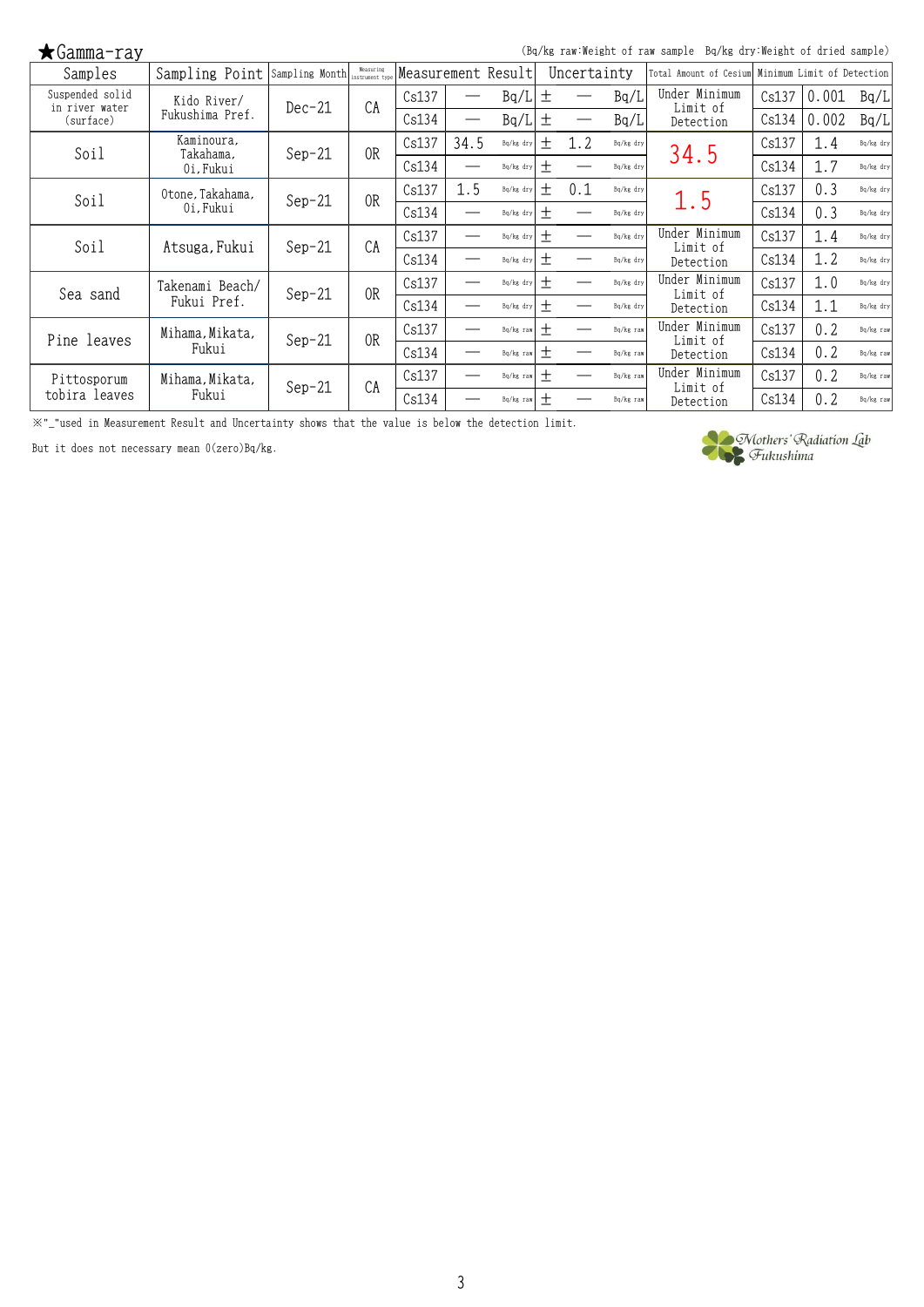★Gamma-ray

(Bq/kg raw:Weight of raw sample　Bq/kg dry:Weight of dried sample)

| Samples | Sampling Point | Sampling Month | Measuring instrument type | Measurement Result | | | Uncertainty | | | Total Amount of Cesium | Minimum Limit of Detection | | |
|---|---|---|---|---|---|---|---|---|---|---|---|---|---|
| Suspended solid in river water (surface) | Kido River/ Fukushima Pref. | Dec-21 | CA | Cs137 | — | Bq/L | ± | — | Bq/L | Under Minimum Limit of Detection | Cs137 | 0.001 | Bq/L |
| | | | | Cs134 | — | Bq/L | ± | — | Bq/L | | Cs134 | 0.002 | Bq/L |
| Soil | Kaminoura, Takahama, Oi, Fukui | Sep-21 | OR | Cs137 | 34.5 | Bq/kg dry | ± | 1.2 | Bq/kg dry | 34.5 | Cs137 | 1.4 | Bq/kg dry |
| | | | | Cs134 | — | Bq/kg dry | ± | — | Bq/kg dry | | Cs134 | 1.7 | Bq/kg dry |
| Soil | Otone, Takahama, Oi, Fukui | Sep-21 | OR | Cs137 | 1.5 | Bq/kg dry | ± | 0.1 | Bq/kg dry | 1.5 | Cs137 | 0.3 | Bq/kg dry |
| | | | | Cs134 | — | Bq/kg dry | ± | — | Bq/kg dry | | Cs134 | 0.3 | Bq/kg dry |
| Soil | Atsuga, Fukui | Sep-21 | CA | Cs137 | — | Bq/kg dry | ± | — | Bq/kg dry | Under Minimum Limit of Detection | Cs137 | 1.4 | Bq/kg dry |
| | | | | Cs134 | — | Bq/kg dry | ± | — | Bq/kg dry | | Cs134 | 1.2 | Bq/kg dry |
| Sea sand | Takenami Beach/ Fukui Pref. | Sep-21 | OR | Cs137 | — | Bq/kg dry | ± | — | Bq/kg dry | Under Minimum Limit of Detection | Cs137 | 1.0 | Bq/kg dry |
| | | | | Cs134 | — | Bq/kg dry | ± | — | Bq/kg dry | | Cs134 | 1.1 | Bq/kg dry |
| Pine leaves | Mihama, Mikata, Fukui | Sep-21 | OR | Cs137 | — | Bq/kg raw | ± | — | Bq/kg raw | Under Minimum Limit of Detection | Cs137 | 0.2 | Bq/kg raw |
| | | | | Cs134 | — | Bq/kg raw | ± | — | Bq/kg raw | | Cs134 | 0.2 | Bq/kg raw |
| Pittosporum tobira leaves | Mihama, Mikata, Fukui | Sep-21 | CA | Cs137 | — | Bq/kg raw | ± | — | Bq/kg raw | Under Minimum Limit of Detection | Cs137 | 0.2 | Bq/kg raw |
| | | | | Cs134 | — | Bq/kg raw | ± | — | Bq/kg raw | | Cs134 | 0.2 | Bq/kg raw |

※"_"used in Measurement Result and Uncertainty shows that the value is below the detection limit.

But it does not necessary mean 0(zero)Bq/kg.

Mothers' Radiation Lab Fukushima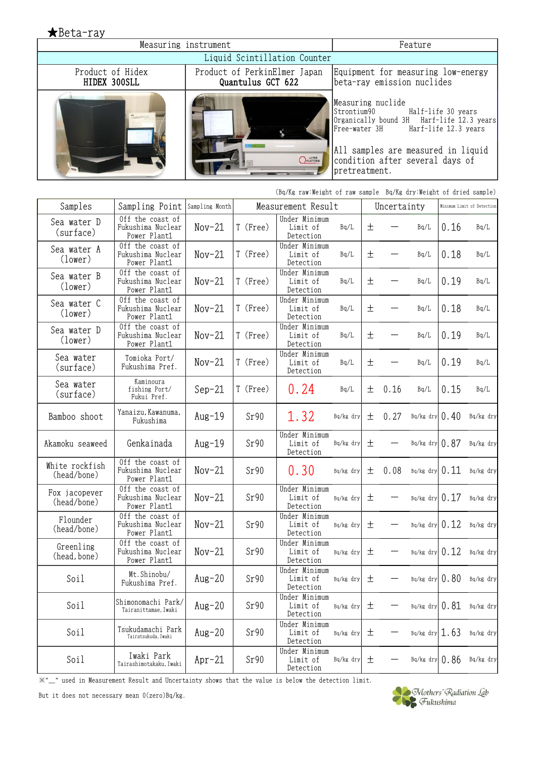## ★Beta-ray

| Measuring instrument | | Feature |
|---|---|---|
| Liquid Scintillation Counter | | |
| Product of Hidex **HIDEX 300SLL** | Product of PerkinElmer Japan **Quantulus GCT 622** | Equipment for measuring low-energy beta-ray emission nuclides |
| | | Measuring nuclide<br>Strontium90 Half-life 30 years<br>Organically bound 3H Harf-life 12.3 years<br>Free-water 3H Harf-life 12.3 years<br><br>All samples are measured in liquid condition after several days of pretreatment. |

(Bq/Kg raw:Weight of raw sample Bq/Kg dry:Weight of dried sample)

| Samples | Sampling Point | Sampling Month | Measurement Result | | | Uncertainty | | | Minimum Limit of Detection | |
|---|---|---|---|---|---|---|---|---|---|---|
| Sea water D (surface) | Off the coast of Fukushima Nuclear Power Plant1 | Nov-21 | T (Free) | Under Minimum Limit of Detection | Bq/L | ± | — | Bq/L | 0.16 | Bq/L |
| Sea water A (lower) | Off the coast of Fukushima Nuclear Power Plant1 | Nov-21 | T (Free) | Under Minimum Limit of Detection | Bq/L | ± | — | Bq/L | 0.18 | Bq/L |
| Sea water B (lower) | Off the coast of Fukushima Nuclear Power Plant1 | Nov-21 | T (Free) | Under Minimum Limit of Detection | Bq/L | ± | — | Bq/L | 0.19 | Bq/L |
| Sea water C (lower) | Off the coast of Fukushima Nuclear Power Plant1 | Nov-21 | T (Free) | Under Minimum Limit of Detection | Bq/L | ± | — | Bq/L | 0.18 | Bq/L |
| Sea water D (lower) | Off the coast of Fukushima Nuclear Power Plant1 | Nov-21 | T (Free) | Under Minimum Limit of Detection | Bq/L | ± | — | Bq/L | 0.19 | Bq/L |
| Sea water (surface) | Tomioka Port/ Fukushima Pref. | Nov-21 | T (Free) | Under Minimum Limit of Detection | Bq/L | ± | — | Bq/L | 0.19 | Bq/L |
| Sea water (surface) | Kaminoura fishing Port/ Fukui Pref. | Sep-21 | T (Free) | 0.24 | Bq/L | ± | 0.16 | Bq/L | 0.15 | Bq/L |
| Bamboo shoot | Yanaizu, Kawanuma, Fukushima | Aug-19 | Sr90 | 1.32 | Bq/kg dry | ± | 0.27 | Bq/kg dry | 0.40 | Bq/kg dry |
| Akamoku seaweed | Genkainada | Aug-19 | Sr90 | Under Minimum Limit of Detection | Bq/kg dry | ± | — | Bq/kg dry | 0.87 | Bq/kg dry |
| White rockfish (head/bone) | Off the coast of Fukushima Nuclear Power Plant1 | Nov-21 | Sr90 | 0.30 | Bq/kg dry | ± | 0.08 | Bq/kg dry | 0.11 | Bq/kg dry |
| Fox jacopever (head/bone) | Off the coast of Fukushima Nuclear Power Plant1 | Nov-21 | Sr90 | Under Minimum Limit of Detection | Bq/kg dry | ± | — | Bq/kg dry | 0.17 | Bq/kg dry |
| Flounder (head/bone) | Off the coast of Fukushima Nuclear Power Plant1 | Nov-21 | Sr90 | Under Minimum Limit of Detection | Bq/kg dry | ± | — | Bq/kg dry | 0.12 | Bq/kg dry |
| Greenling (head, bone) | Off the coast of Fukushima Nuclear Power Plant1 | Nov-21 | Sr90 | Under Minimum Limit of Detection | Bq/kg dry | ± | — | Bq/kg dry | 0.12 | Bq/kg dry |
| Soil | Mt.Shinobu/ Fukushima Pref. | Aug-20 | Sr90 | Under Minimum Limit of Detection | Bq/kg dry | ± | — | Bq/kg dry | 0.80 | Bq/kg dry |
| Soil | Shimonomachi Park/ Tairanittamae, Iwaki | Aug-20 | Sr90 | Under Minimum Limit of Detection | Bq/kg dry | ± | — | Bq/kg dry | 0.81 | Bq/kg dry |
| Soil | Tsukudamachi Park Tairatsukuda, Iwaki | Aug-20 | Sr90 | Under Minimum Limit of Detection | Bq/kg dry | ± | — | Bq/kg dry | 1.63 | Bq/kg dry |
| Soil | Iwaki Park Tairashimotakaku, Iwaki | Apr-21 | Sr90 | Under Minimum Limit of Detection | Bq/kg dry | ± | — | Bq/kg dry | 0.86 | Bq/kg dry |

※"\_\_" used in Measurement Result and Uncertainty shows that the value is below the detection limit.

But it does not necessary mean 0(zero)Bq/kg.

Mothers' Radiation Lab Fukushima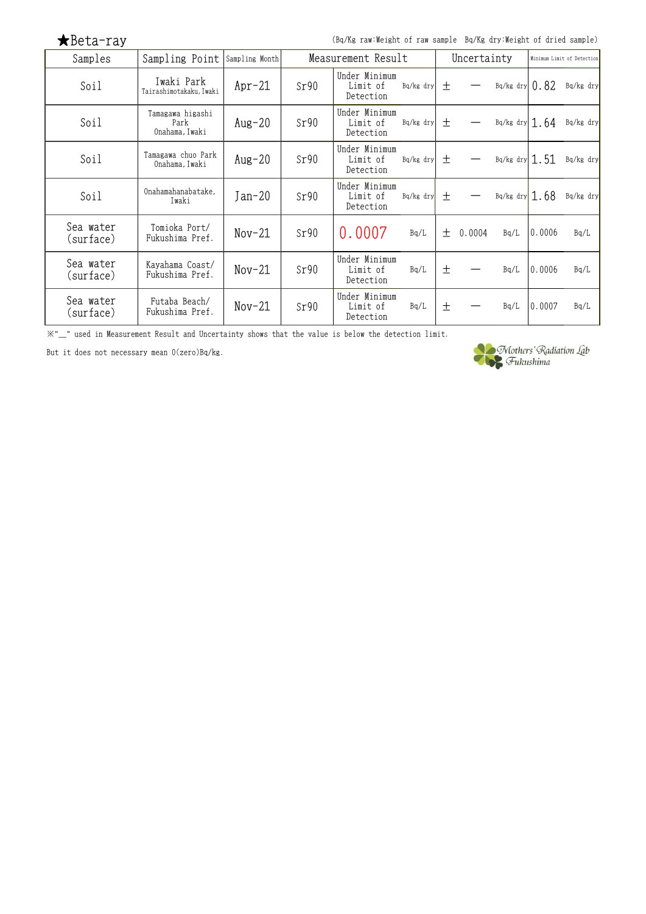## ★Beta-ray

(Bq/Kg raw:Weight of raw sample Bq/Kg dry:Weight of dried sample)

| Samples | Sampling Point | Sampling Month | Measurement Result | | | Uncertainty | | | Minimum Limit of Detection | |
|---|---|---|---|---|---|---|---|---|---|---|
| Soil | Iwaki Park Tairashimotakaku, Iwaki | Apr-21 | Sr90 | Under Minimum Limit of Detection | Bq/kg dry | ± | ― | Bq/kg dry | 1.82 | Bq/kg dry |
| Soil | Tamagawa higashi Park Onahama, Iwaki | Aug-20 | Sr90 | Under Minimum Limit of Detection | Bq/kg dry | ± | ― | Bq/kg dry | 1.64 | Bq/kg dry |
| Soil | Tamagawa chuo Park Onahama, Iwaki | Aug-20 | Sr90 | Under Minimum Limit of Detection | Bq/kg dry | ± | ― | Bq/kg dry | 1.51 | Bq/kg dry |
| Soil | Onahamahanabatake, Iwaki | Jan-20 | Sr90 | Under Minimum Limit of Detection | Bq/kg dry | ± | ― | Bq/kg dry | 1.68 | Bq/kg dry |
| Sea water (surface) | Tomioka Port/ Fukushima Pref. | Nov-21 | Sr90 | 0.0007 | Bq/L | ± | 0.0004 | Bq/L | 0.0006 | Bq/L |
| Sea water (surface) | Kayahama Coast/ Fukushima Pref. | Nov-21 | Sr90 | Under Minimum Limit of Detection | Bq/L | ± | ― | Bq/L | 0.0006 | Bq/L |
| Sea water (surface) | Futaba Beach/ Fukushima Pref. | Nov-21 | Sr90 | Under Minimum Limit of Detection | Bq/L | ± | ― | Bq/L | 0.0007 | Bq/L |

※"__" used in Measurement Result and Uncertainty shows that the value is below the detection limit.

But it does not necessary mean 0(zero)Bq/kg.

Mothers' Radiation Lab Fukushima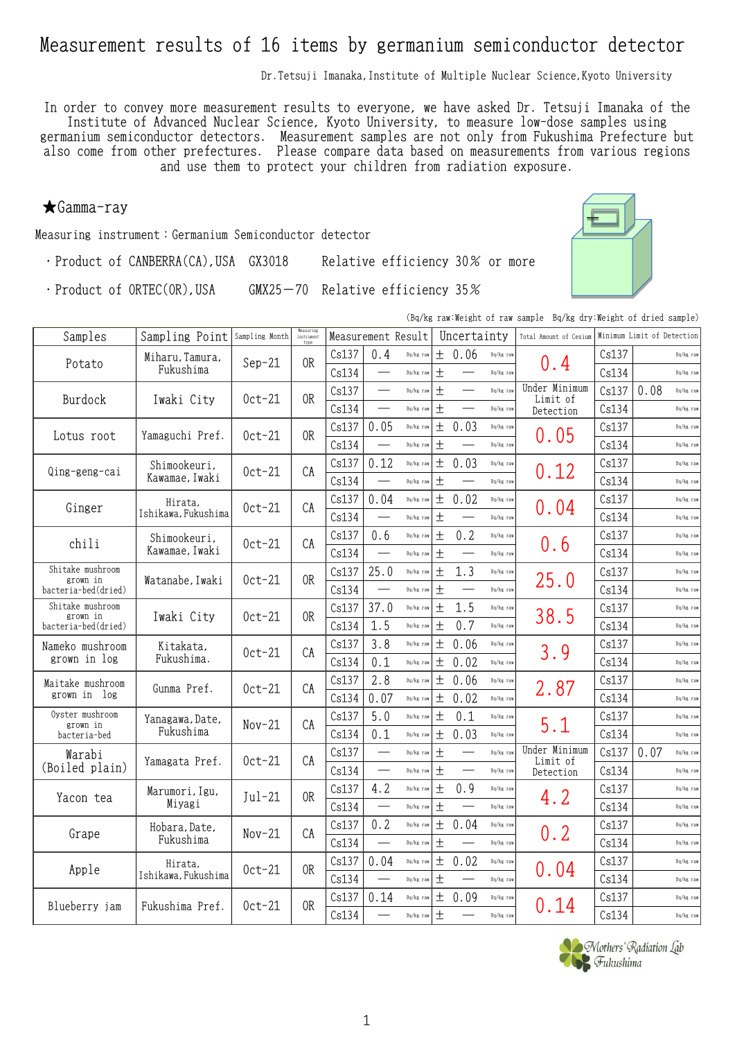# Measurement results of 16 items by germanium semiconductor detector

Dr.Tetsuji Imanaka,Institute of Multiple Nuclear Science,Kyoto University

In order to convey more measurement results to everyone, we have asked Dr. Tetsuji Imanaka of the Institute of Advanced Nuclear Science, Kyoto University, to measure low-dose samples using germanium semiconductor detectors. Measurement samples are not only from Fukushima Prefecture but also come from other prefectures. Please compare data based on measurements from various regions and use them to protect your children from radiation exposure.

★Gamma-ray

Measuring instrument：Germanium Semiconductor detector

・Product of CANBERRA(CA),USA　GX3018　Relative efficiency 30％ or more

・Product of ORTEC(OR),USA　GMX25－70　Relative efficiency 35％

(Bq/kg raw:Weight of raw sample　Bq/kg dry:Weight of dried sample)

| Samples | Sampling Point | Sampling Month | Measuring instrument type | Measurement Result | | | Uncertainty | | Total Amount of Cesium | Minimum Limit of Detection | | |
|---|---|---|---|---|---|---|---|---|---|---|---|---|
| Potato | Miharu,Tamura,Fukushima | Sep-21 | OR | Cs137 | 0.4 | Bq/kg raw | ± 0.06 | Bq/kg raw | 0.4 | Cs137 | | Bq/kg raw |
| | | | | Cs134 | — | Bq/kg raw | ± — | Bq/kg raw | | Cs134 | | Bq/kg raw |
| Burdock | Iwaki City | Oct-21 | OR | Cs137 | — | Bq/kg raw | ± — | Bq/kg raw | Under Minimum Limit of Detection | Cs137 | 0.08 | Bq/kg raw |
| | | | | Cs134 | — | Bq/kg raw | ± — | Bq/kg raw | | Cs134 | | Bq/kg raw |
| Lotus root | Yamaguchi Pref. | Oct-21 | OR | Cs137 | 0.05 | Bq/kg raw | ± 0.03 | Bq/kg raw | 0.05 | Cs137 | | Bq/kg raw |
| | | | | Cs134 | — | Bq/kg raw | ± — | Bq/kg raw | | Cs134 | | Bq/kg raw |
| Qing-geng-cai | Shimookeuri,Kawamae,Iwaki | Oct-21 | CA | Cs137 | 0.12 | Bq/kg raw | ± 0.03 | Bq/kg raw | 0.12 | Cs137 | | Bq/kg raw |
| | | | | Cs134 | — | Bq/kg raw | ± — | Bq/kg raw | | Cs134 | | Bq/kg raw |
| Ginger | Hirata,Ishikawa,Fukushima | Oct-21 | CA | Cs137 | 0.04 | Bq/kg raw | ± 0.02 | Bq/kg raw | 0.04 | Cs137 | | Bq/kg raw |
| | | | | Cs134 | — | Bq/kg raw | ± — | Bq/kg raw | | Cs134 | | Bq/kg raw |
| chili | Shimookeuri,Kawamae,Iwaki | Oct-21 | CA | Cs137 | 0.6 | Bq/kg raw | ± 0.2 | Bq/kg raw | 0.6 | Cs137 | | Bq/kg raw |
| | | | | Cs134 | — | Bq/kg raw | ± — | Bq/kg raw | | Cs134 | | Bq/kg raw |
| Shitake mushroom grown in bacteria-bed(dried) | Watanabe,Iwaki | Oct-21 | OR | Cs137 | 25.0 | Bq/kg raw | ± 1.3 | Bq/kg raw | 25.0 | Cs137 | | Bq/kg raw |
| | | | | Cs134 | — | Bq/kg raw | ± — | Bq/kg raw | | Cs134 | | Bq/kg raw |
| Shitake mushroom grown in bacteria-bed(dried) | Iwaki City | Oct-21 | OR | Cs137 | 37.0 | Bq/kg raw | ± 1.5 | Bq/kg raw | 38.5 | Cs137 | | Bq/kg raw |
| | | | | Cs134 | 1.5 | Bq/kg raw | ± 0.7 | Bq/kg raw | | Cs134 | | Bq/kg raw |
| Nameko mushroom grown in log | Kitakata,Fukushima. | Oct-21 | CA | Cs137 | 3.8 | Bq/kg raw | ± 0.06 | Bq/kg raw | 3.9 | Cs137 | | Bq/kg raw |
| | | | | Cs134 | 0.1 | Bq/kg raw | ± 0.02 | Bq/kg raw | | Cs134 | | Bq/kg raw |
| Maitake mushroom grown in log | Gunma Pref. | Oct-21 | CA | Cs137 | 2.8 | Bq/kg raw | ± 0.06 | Bq/kg raw | 2.87 | Cs137 | | Bq/kg raw |
| | | | | Cs134 | 0.07 | Bq/kg raw | ± 0.02 | Bq/kg raw | | Cs134 | | Bq/kg raw |
| Oyster mushroom grown in bacteria-bed | Yanagawa,Date,Fukushima | Nov-21 | CA | Cs137 | 5.0 | Bq/kg raw | ± 0.1 | Bq/kg raw | 5.1 | Cs137 | | Bq/kg raw |
| | | | | Cs134 | 0.1 | Bq/kg raw | ± 0.03 | Bq/kg raw | | Cs134 | | Bq/kg raw |
| Warabi (Boiled plain) | Yamagata Pref. | Oct-21 | CA | Cs137 | — | Bq/kg raw | ± — | Bq/kg raw | Under Minimum Limit of Detection | Cs137 | 0.07 | Bq/kg raw |
| | | | | Cs134 | — | Bq/kg raw | ± — | Bq/kg raw | | Cs134 | | Bq/kg raw |
| Yacon tea | Marumori,Igu,Miyagi | Jul-21 | OR | Cs137 | 4.2 | Bq/kg raw | ± 0.9 | Bq/kg raw | 4.2 | Cs137 | | Bq/kg raw |
| | | | | Cs134 | — | Bq/kg raw | ± — | Bq/kg raw | | Cs134 | | Bq/kg raw |
| Grape | Hobara,Date,Fukushima | Nov-21 | CA | Cs137 | 0.2 | Bq/kg raw | ± 0.04 | Bq/kg raw | 0.2 | Cs137 | | Bq/kg raw |
| | | | | Cs134 | — | Bq/kg raw | ± — | Bq/kg raw | | Cs134 | | Bq/kg raw |
| Apple | Hirata,Ishikawa,Fukushima | Oct-21 | OR | Cs137 | 0.04 | Bq/kg raw | ± 0.02 | Bq/kg raw | 0.04 | Cs137 | | Bq/kg raw |
| | | | | Cs134 | — | Bq/kg raw | ± — | Bq/kg raw | | Cs134 | | Bq/kg raw |
| Blueberry jam | Fukushima Pref. | Oct-21 | OR | Cs137 | 0.14 | Bq/kg raw | ± 0.09 | Bq/kg raw | 0.14 | Cs137 | | Bq/kg raw |
| | | | | Cs134 | — | Bq/kg raw | ± — | Bq/kg raw | | Cs134 | | Bq/kg raw |

Mothers' Radiation Lab Fukushima